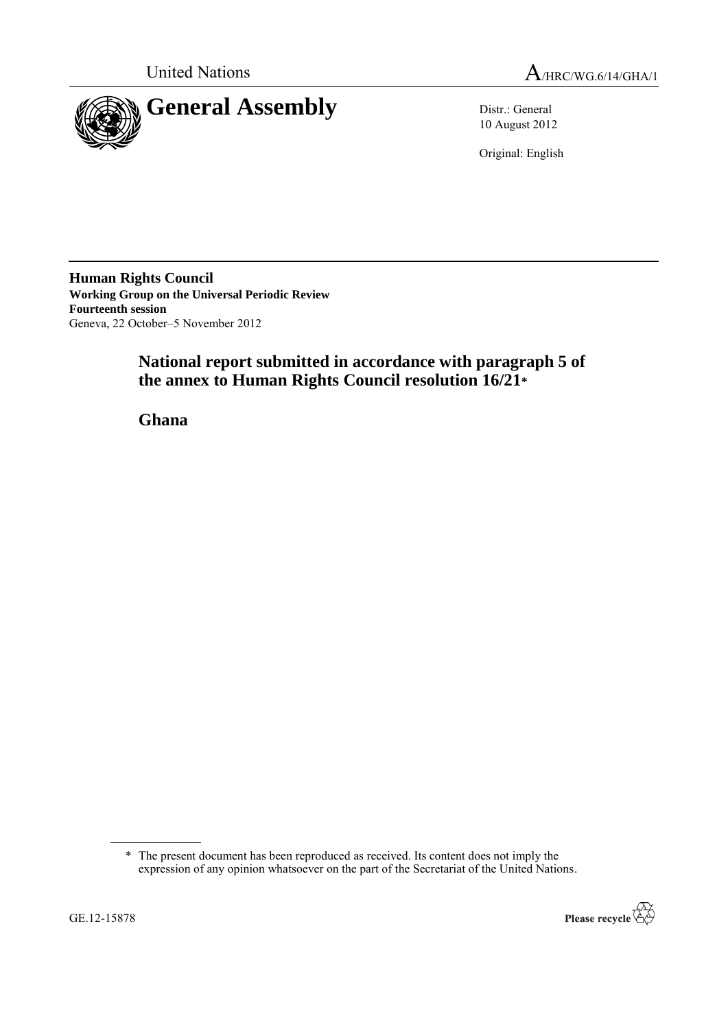United Nations

A/HRC/WG.6/14/GHA/1

# General Assembly

Distr.: General
10 August 2012

Original: English

**Human Rights Council**
**Working Group on the Universal Periodic Review**
**Fourteenth session**
Geneva, 22 October–5 November 2012

## National report submitted in accordance with paragraph 5 of the annex to Human Rights Council resolution 16/21*

## Ghana

\* The present document has been reproduced as received. Its content does not imply the expression of any opinion whatsoever on the part of the Secretariat of the United Nations.

GE.12-15878

Please recycle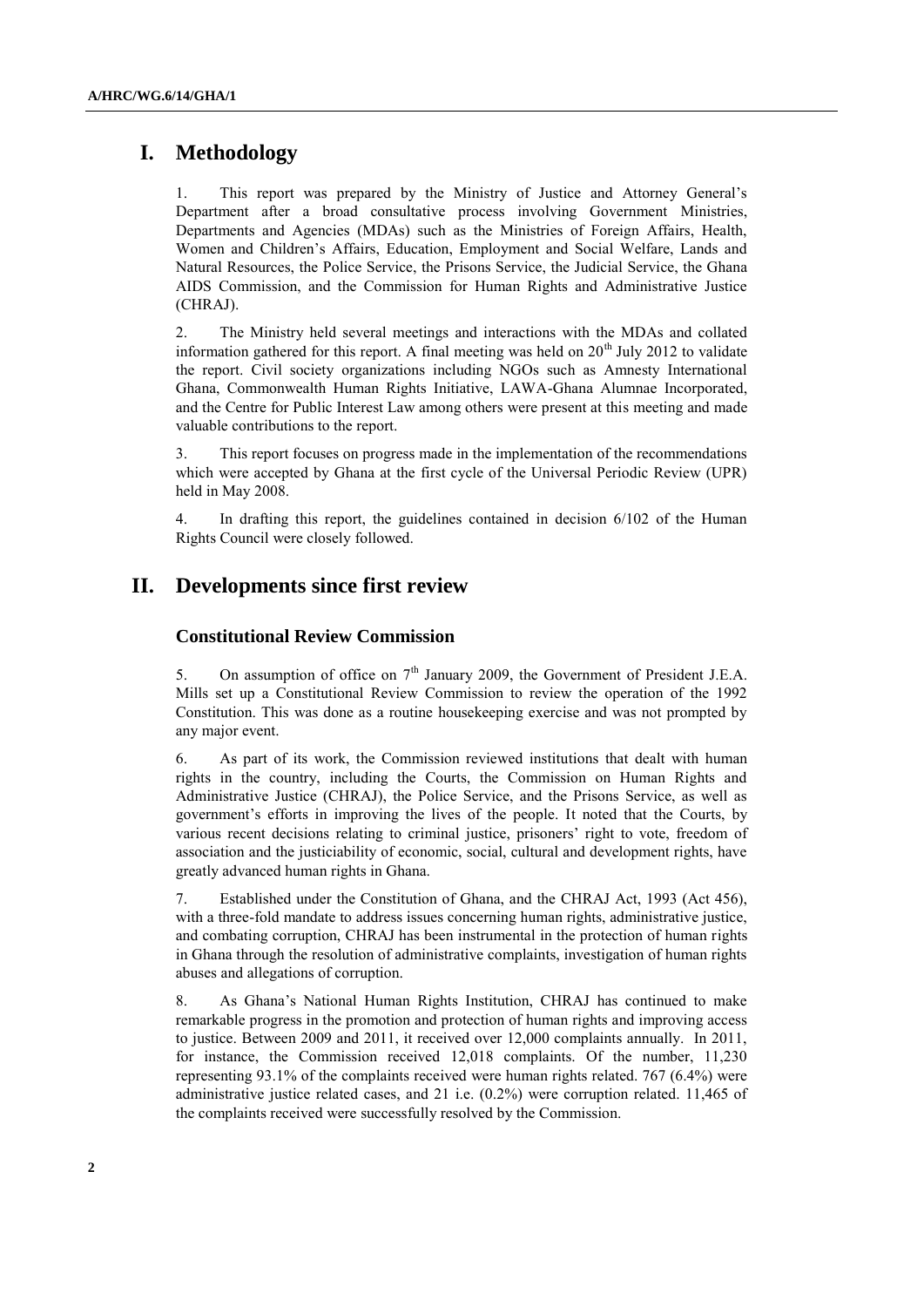# I. Methodology

1. This report was prepared by the Ministry of Justice and Attorney General's Department after a broad consultative process involving Government Ministries, Departments and Agencies (MDAs) such as the Ministries of Foreign Affairs, Health, Women and Children's Affairs, Education, Employment and Social Welfare, Lands and Natural Resources, the Police Service, the Prisons Service, the Judicial Service, the Ghana AIDS Commission, and the Commission for Human Rights and Administrative Justice (CHRAJ).

2. The Ministry held several meetings and interactions with the MDAs and collated information gathered for this report. A final meeting was held on 20th July 2012 to validate the report. Civil society organizations including NGOs such as Amnesty International Ghana, Commonwealth Human Rights Initiative, LAWA-Ghana Alumnae Incorporated, and the Centre for Public Interest Law among others were present at this meeting and made valuable contributions to the report.

3. This report focuses on progress made in the implementation of the recommendations which were accepted by Ghana at the first cycle of the Universal Periodic Review (UPR) held in May 2008.

4. In drafting this report, the guidelines contained in decision 6/102 of the Human Rights Council were closely followed.

# II. Developments since first review

## Constitutional Review Commission

5. On assumption of office on 7th January 2009, the Government of President J.E.A. Mills set up a Constitutional Review Commission to review the operation of the 1992 Constitution. This was done as a routine housekeeping exercise and was not prompted by any major event.

6. As part of its work, the Commission reviewed institutions that dealt with human rights in the country, including the Courts, the Commission on Human Rights and Administrative Justice (CHRAJ), the Police Service, and the Prisons Service, as well as government's efforts in improving the lives of the people. It noted that the Courts, by various recent decisions relating to criminal justice, prisoners' right to vote, freedom of association and the justiciability of economic, social, cultural and development rights, have greatly advanced human rights in Ghana.

7. Established under the Constitution of Ghana, and the CHRAJ Act, 1993 (Act 456), with a three-fold mandate to address issues concerning human rights, administrative justice, and combating corruption, CHRAJ has been instrumental in the protection of human rights in Ghana through the resolution of administrative complaints, investigation of human rights abuses and allegations of corruption.

8. As Ghana's National Human Rights Institution, CHRAJ has continued to make remarkable progress in the promotion and protection of human rights and improving access to justice. Between 2009 and 2011, it received over 12,000 complaints annually. In 2011, for instance, the Commission received 12,018 complaints. Of the number, 11,230 representing 93.1% of the complaints received were human rights related. 767 (6.4%) were administrative justice related cases, and 21 i.e. (0.2%) were corruption related. 11,465 of the complaints received were successfully resolved by the Commission.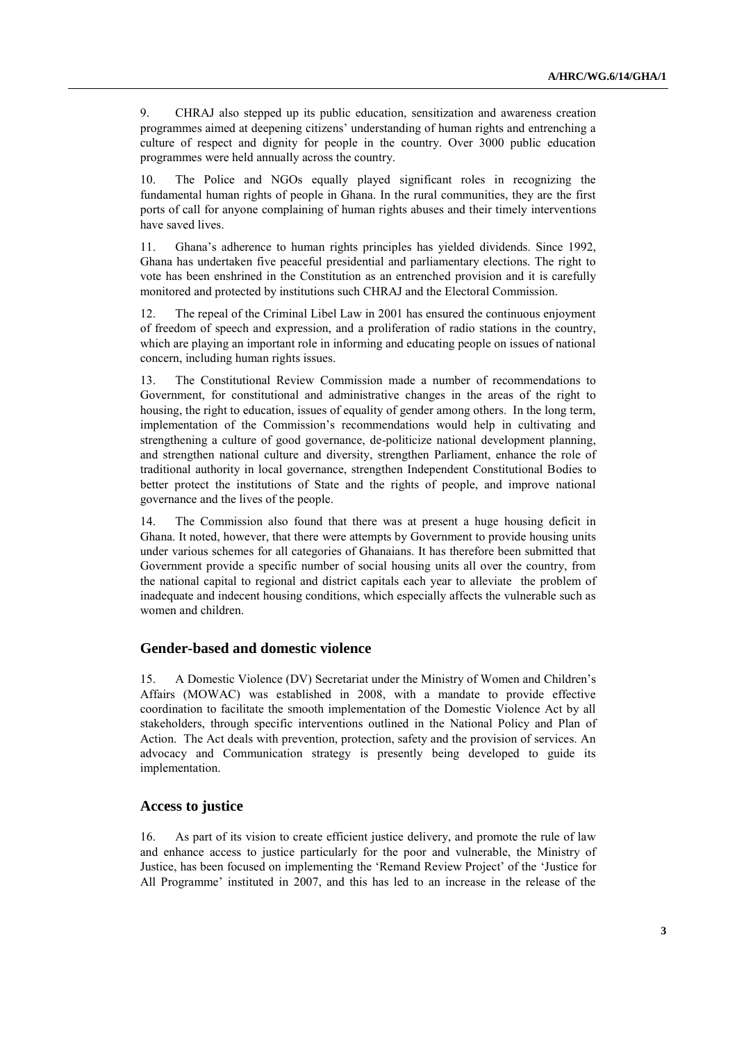9. CHRAJ also stepped up its public education, sensitization and awareness creation programmes aimed at deepening citizens' understanding of human rights and entrenching a culture of respect and dignity for people in the country. Over 3000 public education programmes were held annually across the country.

10. The Police and NGOs equally played significant roles in recognizing the fundamental human rights of people in Ghana. In the rural communities, they are the first ports of call for anyone complaining of human rights abuses and their timely interventions have saved lives.

11. Ghana's adherence to human rights principles has yielded dividends. Since 1992, Ghana has undertaken five peaceful presidential and parliamentary elections. The right to vote has been enshrined in the Constitution as an entrenched provision and it is carefully monitored and protected by institutions such CHRAJ and the Electoral Commission.

12. The repeal of the Criminal Libel Law in 2001 has ensured the continuous enjoyment of freedom of speech and expression, and a proliferation of radio stations in the country, which are playing an important role in informing and educating people on issues of national concern, including human rights issues.

13. The Constitutional Review Commission made a number of recommendations to Government, for constitutional and administrative changes in the areas of the right to housing, the right to education, issues of equality of gender among others. In the long term, implementation of the Commission's recommendations would help in cultivating and strengthening a culture of good governance, de-politicize national development planning, and strengthen national culture and diversity, strengthen Parliament, enhance the role of traditional authority in local governance, strengthen Independent Constitutional Bodies to better protect the institutions of State and the rights of people, and improve national governance and the lives of the people.

14. The Commission also found that there was at present a huge housing deficit in Ghana. It noted, however, that there were attempts by Government to provide housing units under various schemes for all categories of Ghanaians. It has therefore been submitted that Government provide a specific number of social housing units all over the country, from the national capital to regional and district capitals each year to alleviate the problem of inadequate and indecent housing conditions, which especially affects the vulnerable such as women and children.

## Gender-based and domestic violence

15. A Domestic Violence (DV) Secretariat under the Ministry of Women and Children's Affairs (MOWAC) was established in 2008, with a mandate to provide effective coordination to facilitate the smooth implementation of the Domestic Violence Act by all stakeholders, through specific interventions outlined in the National Policy and Plan of Action. The Act deals with prevention, protection, safety and the provision of services. An advocacy and Communication strategy is presently being developed to guide its implementation.

## Access to justice

16. As part of its vision to create efficient justice delivery, and promote the rule of law and enhance access to justice particularly for the poor and vulnerable, the Ministry of Justice, has been focused on implementing the 'Remand Review Project' of the 'Justice for All Programme' instituted in 2007, and this has led to an increase in the release of the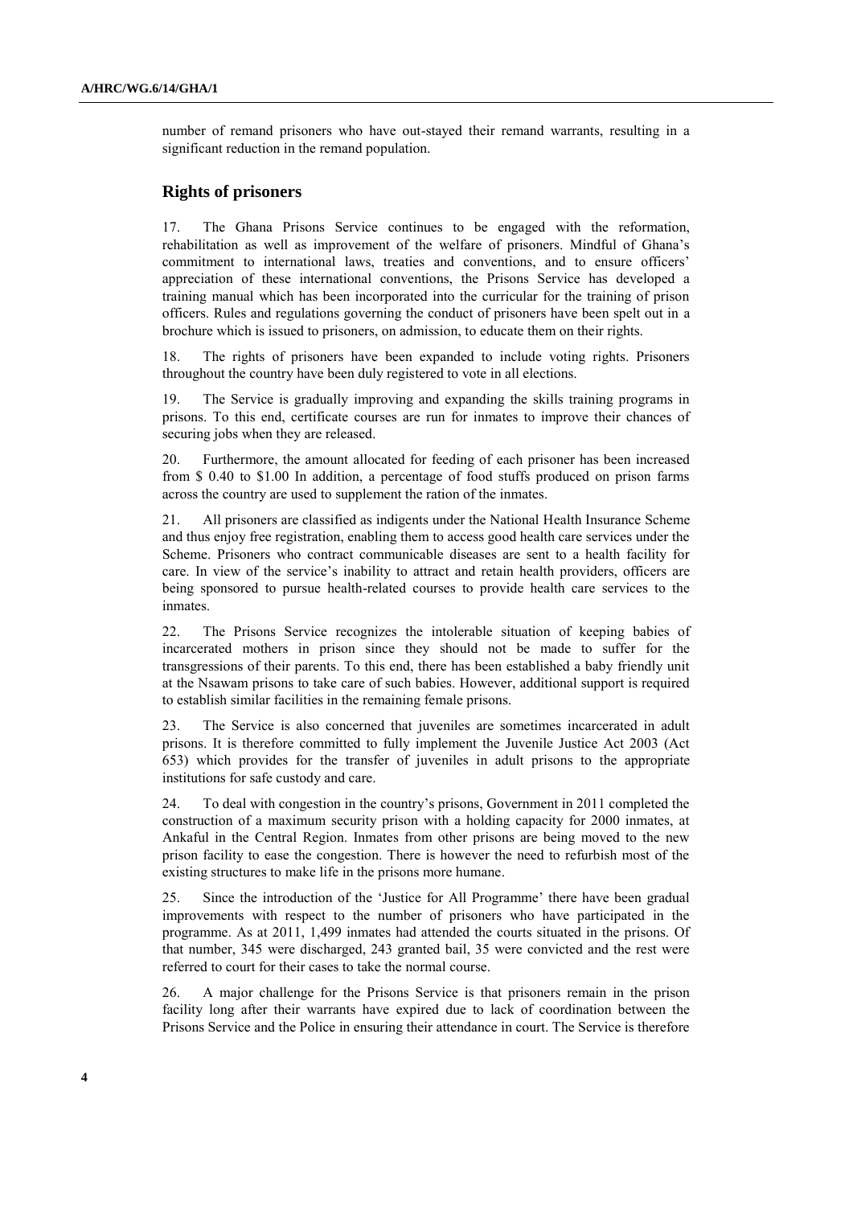number of remand prisoners who have out-stayed their remand warrants, resulting in a significant reduction in the remand population.

## Rights of prisoners

17. The Ghana Prisons Service continues to be engaged with the reformation, rehabilitation as well as improvement of the welfare of prisoners. Mindful of Ghana's commitment to international laws, treaties and conventions, and to ensure officers' appreciation of these international conventions, the Prisons Service has developed a training manual which has been incorporated into the curricular for the training of prison officers. Rules and regulations governing the conduct of prisoners have been spelt out in a brochure which is issued to prisoners, on admission, to educate them on their rights.

18. The rights of prisoners have been expanded to include voting rights. Prisoners throughout the country have been duly registered to vote in all elections.

19. The Service is gradually improving and expanding the skills training programs in prisons. To this end, certificate courses are run for inmates to improve their chances of securing jobs when they are released.

20. Furthermore, the amount allocated for feeding of each prisoner has been increased from $ 0.40 to $1.00 In addition, a percentage of food stuffs produced on prison farms across the country are used to supplement the ration of the inmates.

21. All prisoners are classified as indigents under the National Health Insurance Scheme and thus enjoy free registration, enabling them to access good health care services under the Scheme. Prisoners who contract communicable diseases are sent to a health facility for care. In view of the service's inability to attract and retain health providers, officers are being sponsored to pursue health-related courses to provide health care services to the inmates.

22. The Prisons Service recognizes the intolerable situation of keeping babies of incarcerated mothers in prison since they should not be made to suffer for the transgressions of their parents. To this end, there has been established a baby friendly unit at the Nsawam prisons to take care of such babies. However, additional support is required to establish similar facilities in the remaining female prisons.

23. The Service is also concerned that juveniles are sometimes incarcerated in adult prisons. It is therefore committed to fully implement the Juvenile Justice Act 2003 (Act 653) which provides for the transfer of juveniles in adult prisons to the appropriate institutions for safe custody and care.

24. To deal with congestion in the country's prisons, Government in 2011 completed the construction of a maximum security prison with a holding capacity for 2000 inmates, at Ankaful in the Central Region. Inmates from other prisons are being moved to the new prison facility to ease the congestion. There is however the need to refurbish most of the existing structures to make life in the prisons more humane.

25. Since the introduction of the 'Justice for All Programme' there have been gradual improvements with respect to the number of prisoners who have participated in the programme. As at 2011, 1,499 inmates had attended the courts situated in the prisons. Of that number, 345 were discharged, 243 granted bail, 35 were convicted and the rest were referred to court for their cases to take the normal course.

26. A major challenge for the Prisons Service is that prisoners remain in the prison facility long after their warrants have expired due to lack of coordination between the Prisons Service and the Police in ensuring their attendance in court. The Service is therefore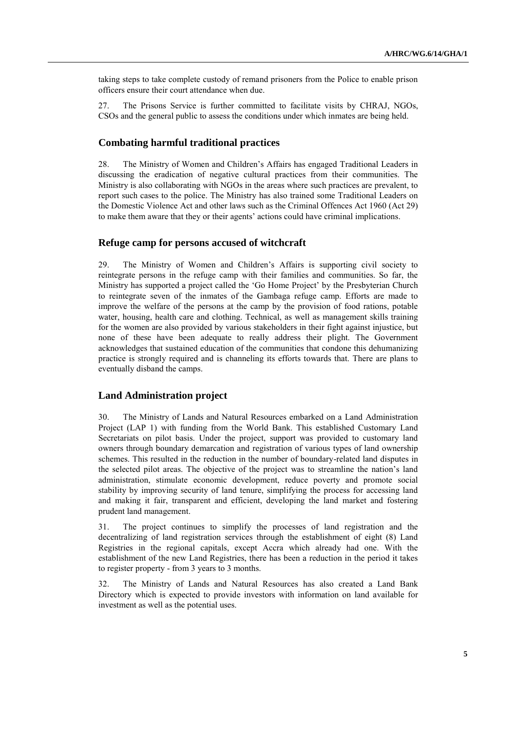taking steps to take complete custody of remand prisoners from the Police to enable prison officers ensure their court attendance when due.

27. The Prisons Service is further committed to facilitate visits by CHRAJ, NGOs, CSOs and the general public to assess the conditions under which inmates are being held.

### Combating harmful traditional practices

28. The Ministry of Women and Children's Affairs has engaged Traditional Leaders in discussing the eradication of negative cultural practices from their communities. The Ministry is also collaborating with NGOs in the areas where such practices are prevalent, to report such cases to the police. The Ministry has also trained some Traditional Leaders on the Domestic Violence Act and other laws such as the Criminal Offences Act 1960 (Act 29) to make them aware that they or their agents' actions could have criminal implications.

### Refuge camp for persons accused of witchcraft

29. The Ministry of Women and Children's Affairs is supporting civil society to reintegrate persons in the refuge camp with their families and communities. So far, the Ministry has supported a project called the 'Go Home Project' by the Presbyterian Church to reintegrate seven of the inmates of the Gambaga refuge camp. Efforts are made to improve the welfare of the persons at the camp by the provision of food rations, potable water, housing, health care and clothing. Technical, as well as management skills training for the women are also provided by various stakeholders in their fight against injustice, but none of these have been adequate to really address their plight. The Government acknowledges that sustained education of the communities that condone this dehumanizing practice is strongly required and is channeling its efforts towards that. There are plans to eventually disband the camps.

### Land Administration project

30. The Ministry of Lands and Natural Resources embarked on a Land Administration Project (LAP 1) with funding from the World Bank. This established Customary Land Secretariats on pilot basis. Under the project, support was provided to customary land owners through boundary demarcation and registration of various types of land ownership schemes. This resulted in the reduction in the number of boundary-related land disputes in the selected pilot areas. The objective of the project was to streamline the nation's land administration, stimulate economic development, reduce poverty and promote social stability by improving security of land tenure, simplifying the process for accessing land and making it fair, transparent and efficient, developing the land market and fostering prudent land management.

31. The project continues to simplify the processes of land registration and the decentralizing of land registration services through the establishment of eight (8) Land Registries in the regional capitals, except Accra which already had one. With the establishment of the new Land Registries, there has been a reduction in the period it takes to register property - from 3 years to 3 months.

32. The Ministry of Lands and Natural Resources has also created a Land Bank Directory which is expected to provide investors with information on land available for investment as well as the potential uses.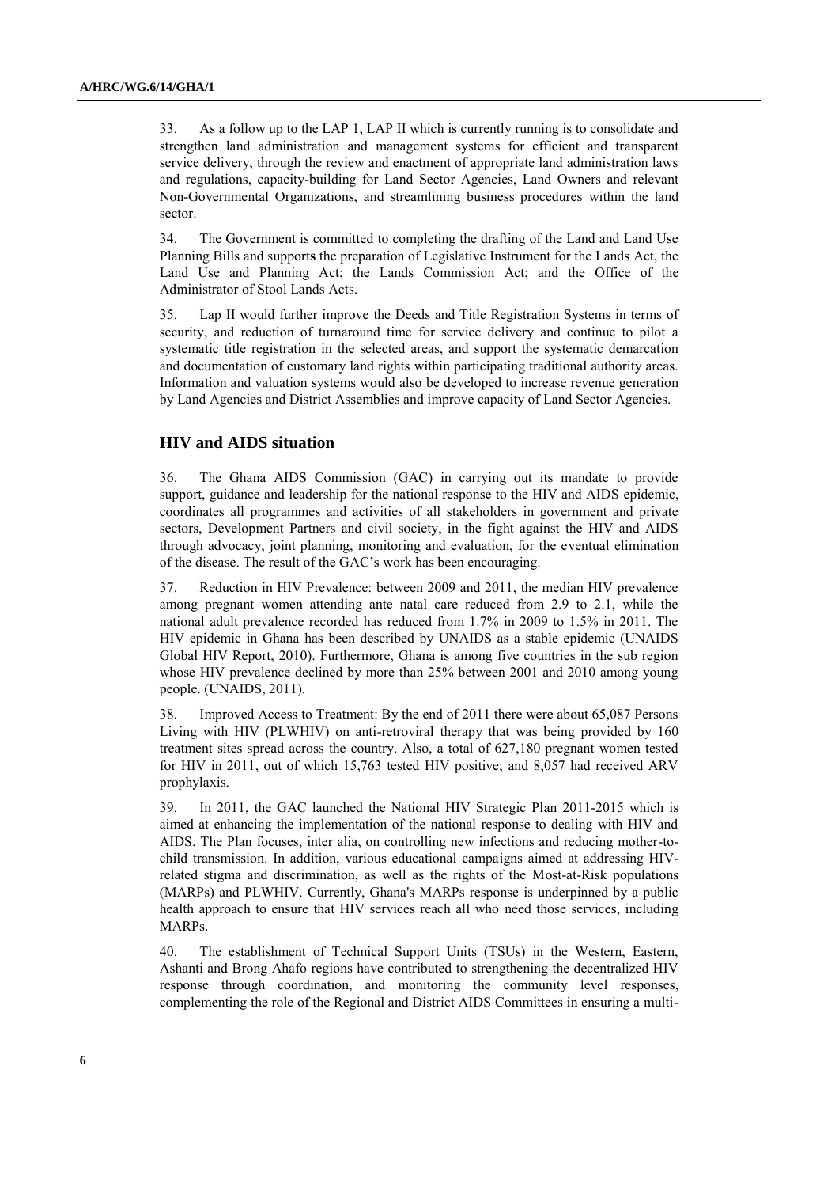33. As a follow up to the LAP 1, LAP II which is currently running is to consolidate and strengthen land administration and management systems for efficient and transparent service delivery, through the review and enactment of appropriate land administration laws and regulations, capacity-building for Land Sector Agencies, Land Owners and relevant Non-Governmental Organizations, and streamlining business procedures within the land sector.

34. The Government is committed to completing the drafting of the Land and Land Use Planning Bills and supports the preparation of Legislative Instrument for the Lands Act, the Land Use and Planning Act; the Lands Commission Act; and the Office of the Administrator of Stool Lands Acts.

35. Lap II would further improve the Deeds and Title Registration Systems in terms of security, and reduction of turnaround time for service delivery and continue to pilot a systematic title registration in the selected areas, and support the systematic demarcation and documentation of customary land rights within participating traditional authority areas. Information and valuation systems would also be developed to increase revenue generation by Land Agencies and District Assemblies and improve capacity of Land Sector Agencies.

## HIV and AIDS situation

36. The Ghana AIDS Commission (GAC) in carrying out its mandate to provide support, guidance and leadership for the national response to the HIV and AIDS epidemic, coordinates all programmes and activities of all stakeholders in government and private sectors, Development Partners and civil society, in the fight against the HIV and AIDS through advocacy, joint planning, monitoring and evaluation, for the eventual elimination of the disease. The result of the GAC's work has been encouraging.

37. Reduction in HIV Prevalence: between 2009 and 2011, the median HIV prevalence among pregnant women attending ante natal care reduced from 2.9 to 2.1, while the national adult prevalence recorded has reduced from 1.7% in 2009 to 1.5% in 2011. The HIV epidemic in Ghana has been described by UNAIDS as a stable epidemic (UNAIDS Global HIV Report, 2010). Furthermore, Ghana is among five countries in the sub region whose HIV prevalence declined by more than 25% between 2001 and 2010 among young people. (UNAIDS, 2011).

38. Improved Access to Treatment: By the end of 2011 there were about 65,087 Persons Living with HIV (PLWHIV) on anti-retroviral therapy that was being provided by 160 treatment sites spread across the country. Also, a total of 627,180 pregnant women tested for HIV in 2011, out of which 15,763 tested HIV positive; and 8,057 had received ARV prophylaxis.

39. In 2011, the GAC launched the National HIV Strategic Plan 2011-2015 which is aimed at enhancing the implementation of the national response to dealing with HIV and AIDS. The Plan focuses, inter alia, on controlling new infections and reducing mother-to-child transmission. In addition, various educational campaigns aimed at addressing HIV-related stigma and discrimination, as well as the rights of the Most-at-Risk populations (MARPs) and PLWHIV. Currently, Ghana's MARPs response is underpinned by a public health approach to ensure that HIV services reach all who need those services, including MARPs.

40. The establishment of Technical Support Units (TSUs) in the Western, Eastern, Ashanti and Brong Ahafo regions have contributed to strengthening the decentralized HIV response through coordination, and monitoring the community level responses, complementing the role of the Regional and District AIDS Committees in ensuring a multi-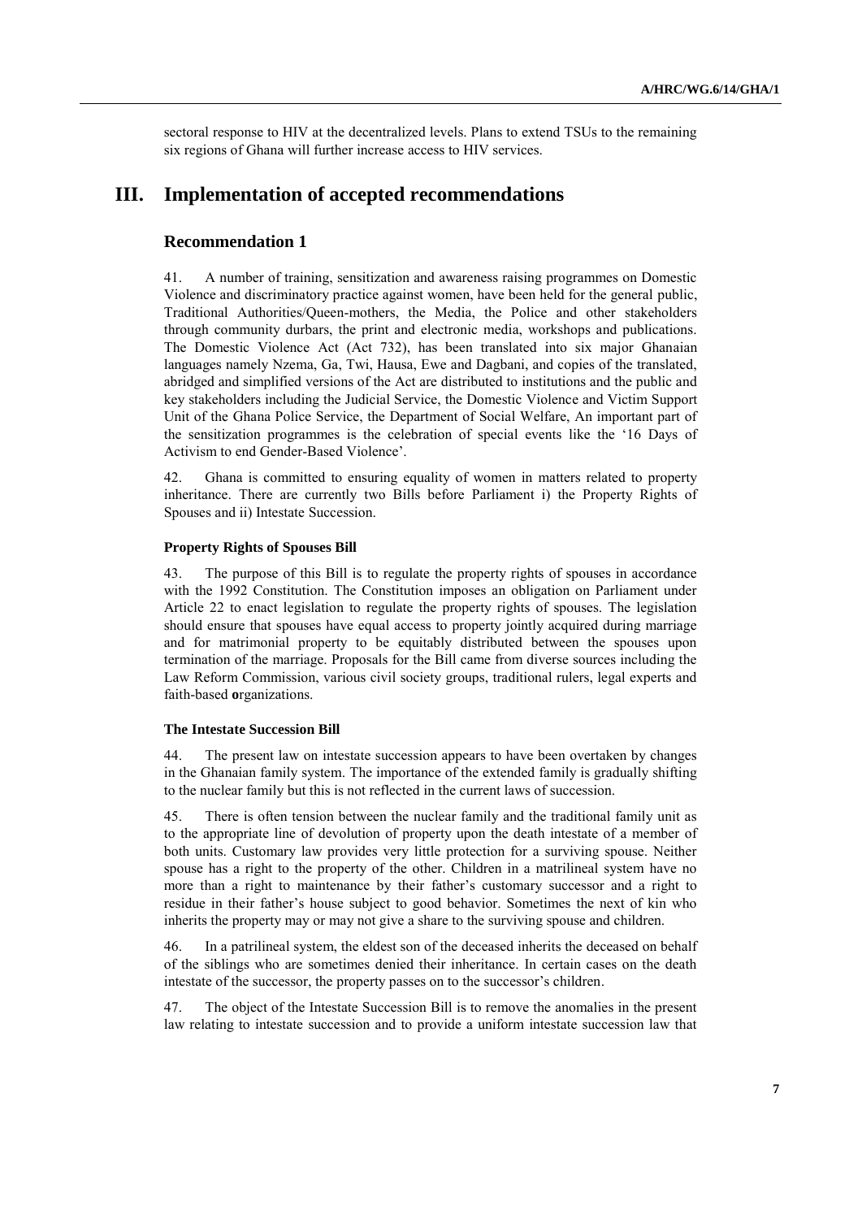sectoral response to HIV at the decentralized levels. Plans to extend TSUs to the remaining six regions of Ghana will further increase access to HIV services.

# III. Implementation of accepted recommendations

## Recommendation 1

41. A number of training, sensitization and awareness raising programmes on Domestic Violence and discriminatory practice against women, have been held for the general public, Traditional Authorities/Queen-mothers, the Media, the Police and other stakeholders through community durbars, the print and electronic media, workshops and publications. The Domestic Violence Act (Act 732), has been translated into six major Ghanaian languages namely Nzema, Ga, Twi, Hausa, Ewe and Dagbani, and copies of the translated, abridged and simplified versions of the Act are distributed to institutions and the public and key stakeholders including the Judicial Service, the Domestic Violence and Victim Support Unit of the Ghana Police Service, the Department of Social Welfare, An important part of the sensitization programmes is the celebration of special events like the '16 Days of Activism to end Gender-Based Violence'.

42. Ghana is committed to ensuring equality of women in matters related to property inheritance. There are currently two Bills before Parliament i) the Property Rights of Spouses and ii) Intestate Succession.

### Property Rights of Spouses Bill

43. The purpose of this Bill is to regulate the property rights of spouses in accordance with the 1992 Constitution. The Constitution imposes an obligation on Parliament under Article 22 to enact legislation to regulate the property rights of spouses. The legislation should ensure that spouses have equal access to property jointly acquired during marriage and for matrimonial property to be equitably distributed between the spouses upon termination of the marriage. Proposals for the Bill came from diverse sources including the Law Reform Commission, various civil society groups, traditional rulers, legal experts and faith-based organizations.

### The Intestate Succession Bill

44. The present law on intestate succession appears to have been overtaken by changes in the Ghanaian family system. The importance of the extended family is gradually shifting to the nuclear family but this is not reflected in the current laws of succession.

45. There is often tension between the nuclear family and the traditional family unit as to the appropriate line of devolution of property upon the death intestate of a member of both units. Customary law provides very little protection for a surviving spouse. Neither spouse has a right to the property of the other. Children in a matrilineal system have no more than a right to maintenance by their father's customary successor and a right to residue in their father's house subject to good behavior. Sometimes the next of kin who inherits the property may or may not give a share to the surviving spouse and children.

46. In a patrilineal system, the eldest son of the deceased inherits the deceased on behalf of the siblings who are sometimes denied their inheritance. In certain cases on the death intestate of the successor, the property passes on to the successor's children.

47. The object of the Intestate Succession Bill is to remove the anomalies in the present law relating to intestate succession and to provide a uniform intestate succession law that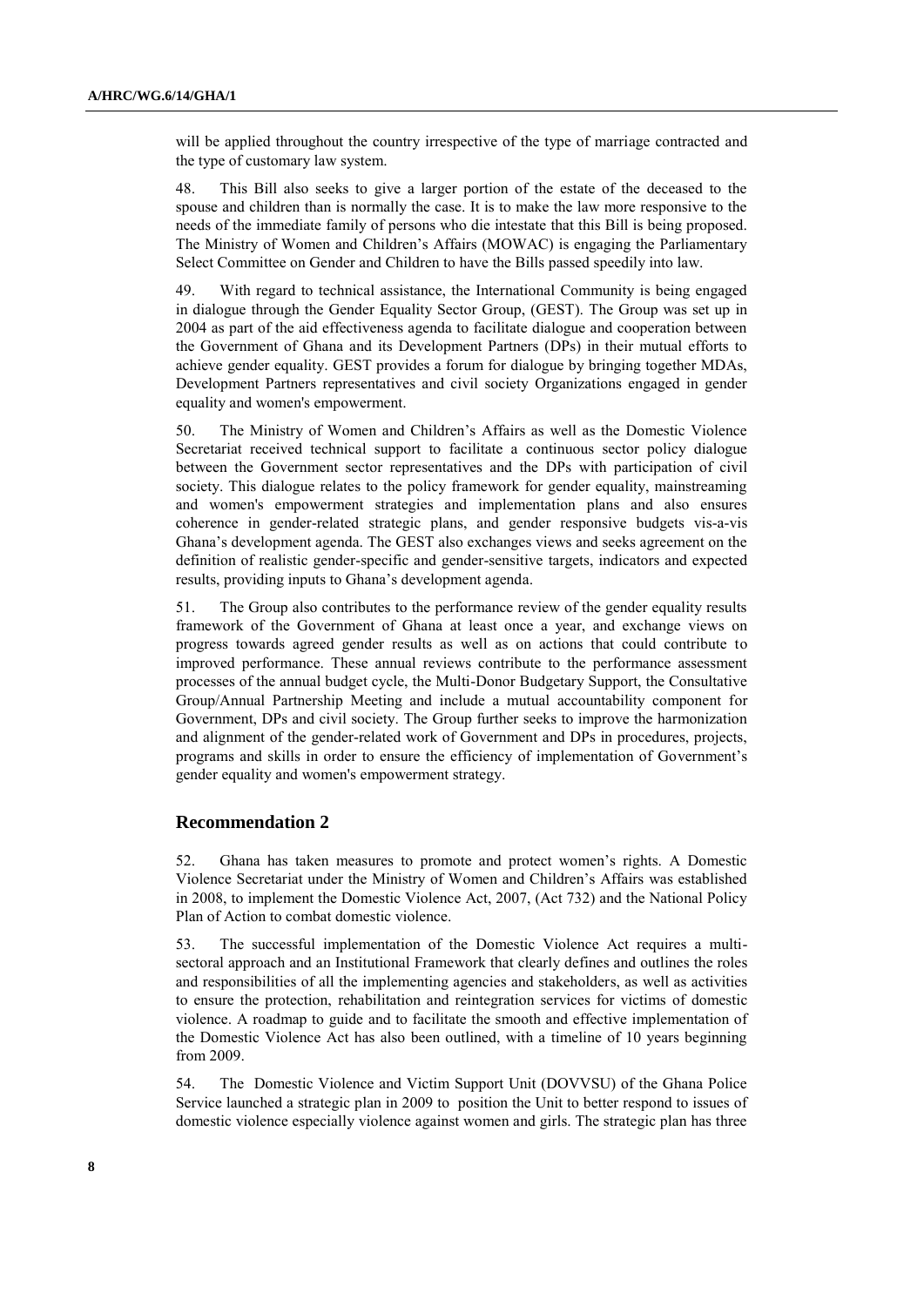will be applied throughout the country irrespective of the type of marriage contracted and the type of customary law system.

48. This Bill also seeks to give a larger portion of the estate of the deceased to the spouse and children than is normally the case. It is to make the law more responsive to the needs of the immediate family of persons who die intestate that this Bill is being proposed. The Ministry of Women and Children's Affairs (MOWAC) is engaging the Parliamentary Select Committee on Gender and Children to have the Bills passed speedily into law.

49. With regard to technical assistance, the International Community is being engaged in dialogue through the Gender Equality Sector Group, (GEST). The Group was set up in 2004 as part of the aid effectiveness agenda to facilitate dialogue and cooperation between the Government of Ghana and its Development Partners (DPs) in their mutual efforts to achieve gender equality. GEST provides a forum for dialogue by bringing together MDAs, Development Partners representatives and civil society Organizations engaged in gender equality and women's empowerment.

50. The Ministry of Women and Children's Affairs as well as the Domestic Violence Secretariat received technical support to facilitate a continuous sector policy dialogue between the Government sector representatives and the DPs with participation of civil society. This dialogue relates to the policy framework for gender equality, mainstreaming and women's empowerment strategies and implementation plans and also ensures coherence in gender-related strategic plans, and gender responsive budgets vis-a-vis Ghana's development agenda. The GEST also exchanges views and seeks agreement on the definition of realistic gender-specific and gender-sensitive targets, indicators and expected results, providing inputs to Ghana's development agenda.

51. The Group also contributes to the performance review of the gender equality results framework of the Government of Ghana at least once a year, and exchange views on progress towards agreed gender results as well as on actions that could contribute to improved performance. These annual reviews contribute to the performance assessment processes of the annual budget cycle, the Multi-Donor Budgetary Support, the Consultative Group/Annual Partnership Meeting and include a mutual accountability component for Government, DPs and civil society. The Group further seeks to improve the harmonization and alignment of the gender-related work of Government and DPs in procedures, projects, programs and skills in order to ensure the efficiency of implementation of Government's gender equality and women's empowerment strategy.

## Recommendation 2

52. Ghana has taken measures to promote and protect women's rights. A Domestic Violence Secretariat under the Ministry of Women and Children's Affairs was established in 2008, to implement the Domestic Violence Act, 2007, (Act 732) and the National Policy Plan of Action to combat domestic violence.

53. The successful implementation of the Domestic Violence Act requires a multi-sectoral approach and an Institutional Framework that clearly defines and outlines the roles and responsibilities of all the implementing agencies and stakeholders, as well as activities to ensure the protection, rehabilitation and reintegration services for victims of domestic violence. A roadmap to guide and to facilitate the smooth and effective implementation of the Domestic Violence Act has also been outlined, with a timeline of 10 years beginning from 2009.

54. The Domestic Violence and Victim Support Unit (DOVVSU) of the Ghana Police Service launched a strategic plan in 2009 to position the Unit to better respond to issues of domestic violence especially violence against women and girls. The strategic plan has three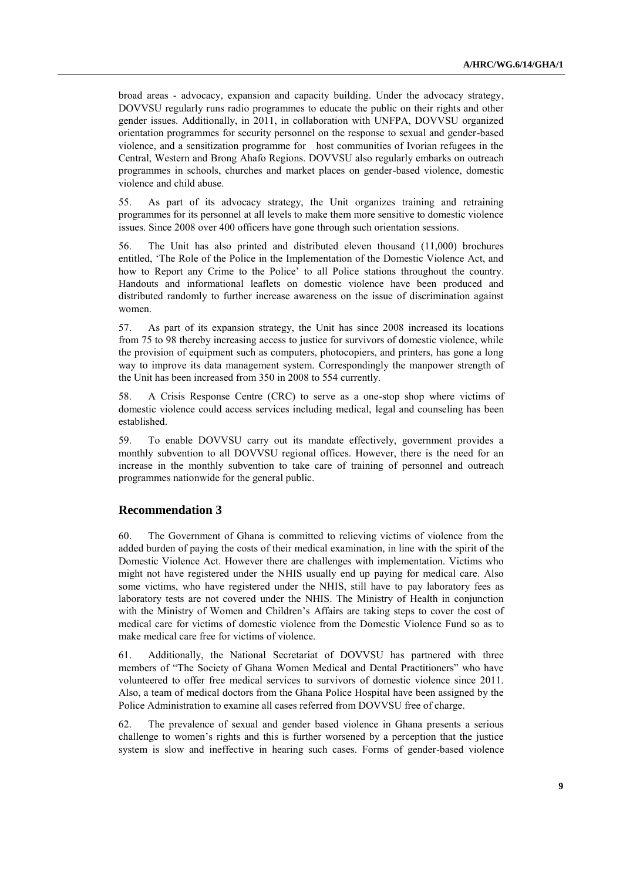broad areas - advocacy, expansion and capacity building. Under the advocacy strategy, DOVVSU regularly runs radio programmes to educate the public on their rights and other gender issues. Additionally, in 2011, in collaboration with UNFPA, DOVVSU organized orientation programmes for security personnel on the response to sexual and gender-based violence, and a sensitization programme for host communities of Ivorian refugees in the Central, Western and Brong Ahafo Regions. DOVVSU also regularly embarks on outreach programmes in schools, churches and market places on gender-based violence, domestic violence and child abuse.

55. As part of its advocacy strategy, the Unit organizes training and retraining programmes for its personnel at all levels to make them more sensitive to domestic violence issues. Since 2008 over 400 officers have gone through such orientation sessions.

56. The Unit has also printed and distributed eleven thousand (11,000) brochures entitled, 'The Role of the Police in the Implementation of the Domestic Violence Act, and how to Report any Crime to the Police' to all Police stations throughout the country. Handouts and informational leaflets on domestic violence have been produced and distributed randomly to further increase awareness on the issue of discrimination against women.

57. As part of its expansion strategy, the Unit has since 2008 increased its locations from 75 to 98 thereby increasing access to justice for survivors of domestic violence, while the provision of equipment such as computers, photocopiers, and printers, has gone a long way to improve its data management system. Correspondingly the manpower strength of the Unit has been increased from 350 in 2008 to 554 currently.

58. A Crisis Response Centre (CRC) to serve as a one-stop shop where victims of domestic violence could access services including medical, legal and counseling has been established.

59. To enable DOVVSU carry out its mandate effectively, government provides a monthly subvention to all DOVVSU regional offices. However, there is the need for an increase in the monthly subvention to take care of training of personnel and outreach programmes nationwide for the general public.

## Recommendation 3

60. The Government of Ghana is committed to relieving victims of violence from the added burden of paying the costs of their medical examination, in line with the spirit of the Domestic Violence Act. However there are challenges with implementation. Victims who might not have registered under the NHIS usually end up paying for medical care. Also some victims, who have registered under the NHIS, still have to pay laboratory fees as laboratory tests are not covered under the NHIS. The Ministry of Health in conjunction with the Ministry of Women and Children's Affairs are taking steps to cover the cost of medical care for victims of domestic violence from the Domestic Violence Fund so as to make medical care free for victims of violence.

61. Additionally, the National Secretariat of DOVVSU has partnered with three members of "The Society of Ghana Women Medical and Dental Practitioners" who have volunteered to offer free medical services to survivors of domestic violence since 2011. Also, a team of medical doctors from the Ghana Police Hospital have been assigned by the Police Administration to examine all cases referred from DOVVSU free of charge.

62. The prevalence of sexual and gender based violence in Ghana presents a serious challenge to women's rights and this is further worsened by a perception that the justice system is slow and ineffective in hearing such cases. Forms of gender-based violence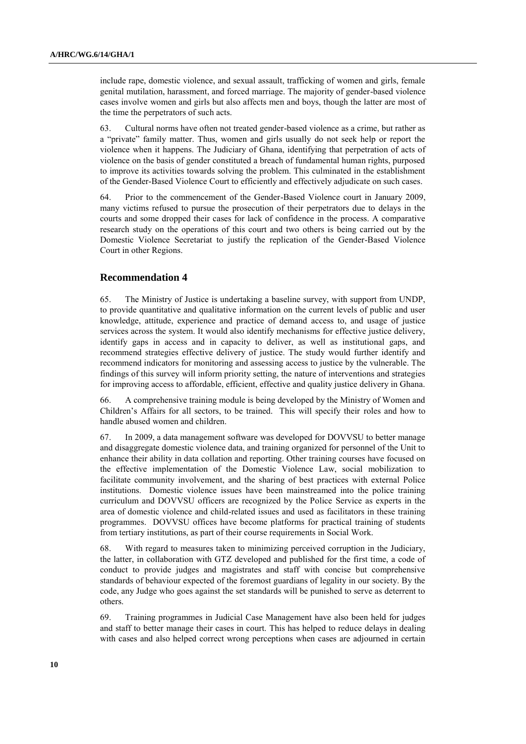include rape, domestic violence, and sexual assault, trafficking of women and girls, female genital mutilation, harassment, and forced marriage. The majority of gender-based violence cases involve women and girls but also affects men and boys, though the latter are most of the time the perpetrators of such acts.

63. Cultural norms have often not treated gender-based violence as a crime, but rather as a "private" family matter. Thus, women and girls usually do not seek help or report the violence when it happens. The Judiciary of Ghana, identifying that perpetration of acts of violence on the basis of gender constituted a breach of fundamental human rights, purposed to improve its activities towards solving the problem. This culminated in the establishment of the Gender-Based Violence Court to efficiently and effectively adjudicate on such cases.

64. Prior to the commencement of the Gender-Based Violence court in January 2009, many victims refused to pursue the prosecution of their perpetrators due to delays in the courts and some dropped their cases for lack of confidence in the process. A comparative research study on the operations of this court and two others is being carried out by the Domestic Violence Secretariat to justify the replication of the Gender-Based Violence Court in other Regions.

## Recommendation 4

65. The Ministry of Justice is undertaking a baseline survey, with support from UNDP, to provide quantitative and qualitative information on the current levels of public and user knowledge, attitude, experience and practice of demand access to, and usage of justice services across the system. It would also identify mechanisms for effective justice delivery, identify gaps in access and in capacity to deliver, as well as institutional gaps, and recommend strategies effective delivery of justice. The study would further identify and recommend indicators for monitoring and assessing access to justice by the vulnerable. The findings of this survey will inform priority setting, the nature of interventions and strategies for improving access to affordable, efficient, effective and quality justice delivery in Ghana.

66. A comprehensive training module is being developed by the Ministry of Women and Children's Affairs for all sectors, to be trained. This will specify their roles and how to handle abused women and children.

67. In 2009, a data management software was developed for DOVVSU to better manage and disaggregate domestic violence data, and training organized for personnel of the Unit to enhance their ability in data collation and reporting. Other training courses have focused on the effective implementation of the Domestic Violence Law, social mobilization to facilitate community involvement, and the sharing of best practices with external Police institutions. Domestic violence issues have been mainstreamed into the police training curriculum and DOVVSU officers are recognized by the Police Service as experts in the area of domestic violence and child-related issues and used as facilitators in these training programmes. DOVVSU offices have become platforms for practical training of students from tertiary institutions, as part of their course requirements in Social Work.

68. With regard to measures taken to minimizing perceived corruption in the Judiciary, the latter, in collaboration with GTZ developed and published for the first time, a code of conduct to provide judges and magistrates and staff with concise but comprehensive standards of behaviour expected of the foremost guardians of legality in our society. By the code, any Judge who goes against the set standards will be punished to serve as deterrent to others.

69. Training programmes in Judicial Case Management have also been held for judges and staff to better manage their cases in court. This has helped to reduce delays in dealing with cases and also helped correct wrong perceptions when cases are adjourned in certain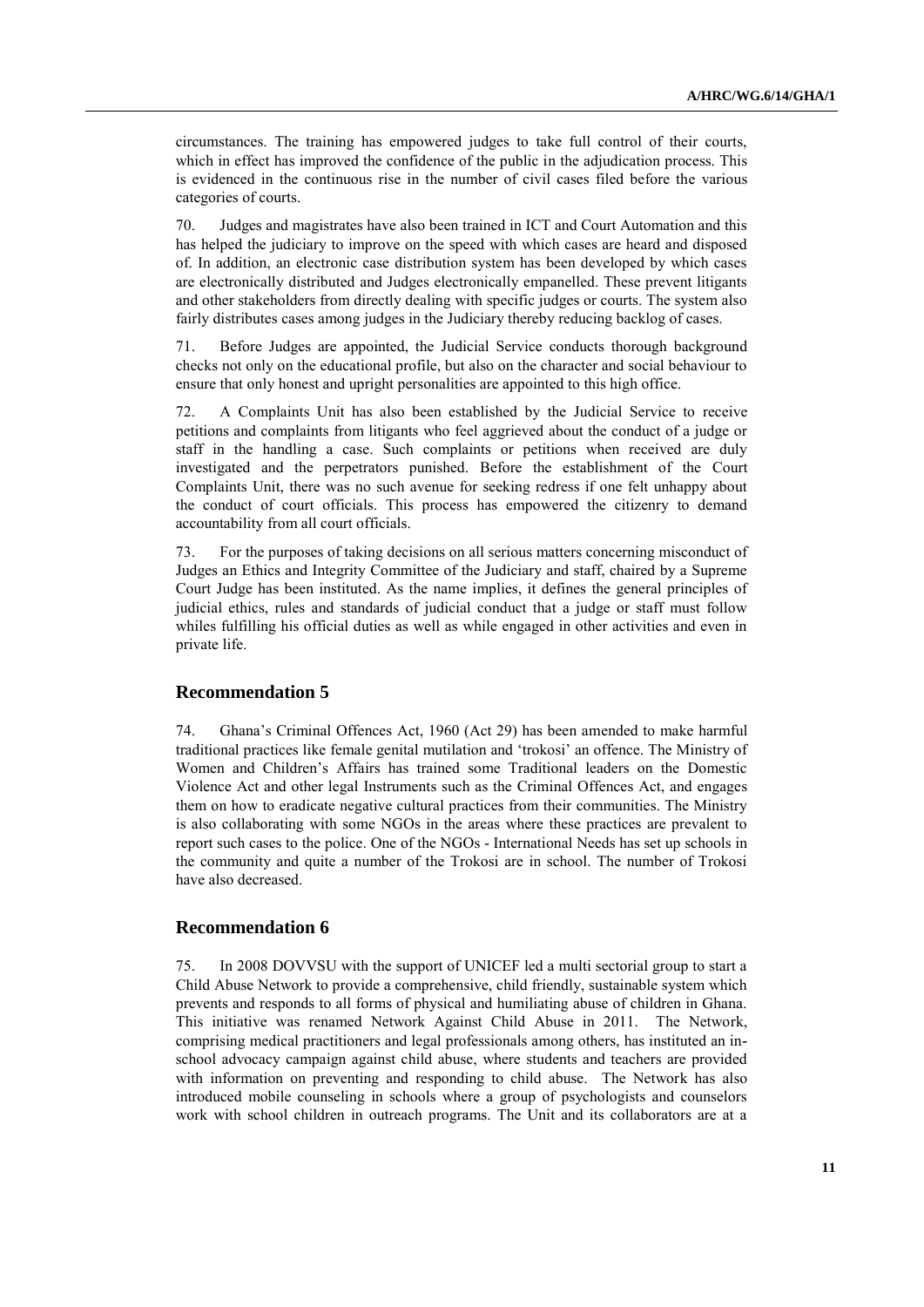circumstances. The training has empowered judges to take full control of their courts, which in effect has improved the confidence of the public in the adjudication process. This is evidenced in the continuous rise in the number of civil cases filed before the various categories of courts.

70. Judges and magistrates have also been trained in ICT and Court Automation and this has helped the judiciary to improve on the speed with which cases are heard and disposed of. In addition, an electronic case distribution system has been developed by which cases are electronically distributed and Judges electronically empanelled. These prevent litigants and other stakeholders from directly dealing with specific judges or courts. The system also fairly distributes cases among judges in the Judiciary thereby reducing backlog of cases.

71. Before Judges are appointed, the Judicial Service conducts thorough background checks not only on the educational profile, but also on the character and social behaviour to ensure that only honest and upright personalities are appointed to this high office.

72. A Complaints Unit has also been established by the Judicial Service to receive petitions and complaints from litigants who feel aggrieved about the conduct of a judge or staff in the handling a case. Such complaints or petitions when received are duly investigated and the perpetrators punished. Before the establishment of the Court Complaints Unit, there was no such avenue for seeking redress if one felt unhappy about the conduct of court officials. This process has empowered the citizenry to demand accountability from all court officials.

73. For the purposes of taking decisions on all serious matters concerning misconduct of Judges an Ethics and Integrity Committee of the Judiciary and staff, chaired by a Supreme Court Judge has been instituted. As the name implies, it defines the general principles of judicial ethics, rules and standards of judicial conduct that a judge or staff must follow whiles fulfilling his official duties as well as while engaged in other activities and even in private life.

## Recommendation 5

74. Ghana's Criminal Offences Act, 1960 (Act 29) has been amended to make harmful traditional practices like female genital mutilation and 'trokosi' an offence. The Ministry of Women and Children's Affairs has trained some Traditional leaders on the Domestic Violence Act and other legal Instruments such as the Criminal Offences Act, and engages them on how to eradicate negative cultural practices from their communities. The Ministry is also collaborating with some NGOs in the areas where these practices are prevalent to report such cases to the police. One of the NGOs - International Needs has set up schools in the community and quite a number of the Trokosi are in school. The number of Trokosi have also decreased.

## Recommendation 6

75. In 2008 DOVVSU with the support of UNICEF led a multi sectorial group to start a Child Abuse Network to provide a comprehensive, child friendly, sustainable system which prevents and responds to all forms of physical and humiliating abuse of children in Ghana. This initiative was renamed Network Against Child Abuse in 2011. The Network, comprising medical practitioners and legal professionals among others, has instituted an in-school advocacy campaign against child abuse, where students and teachers are provided with information on preventing and responding to child abuse. The Network has also introduced mobile counseling in schools where a group of psychologists and counselors work with school children in outreach programs. The Unit and its collaborators are at a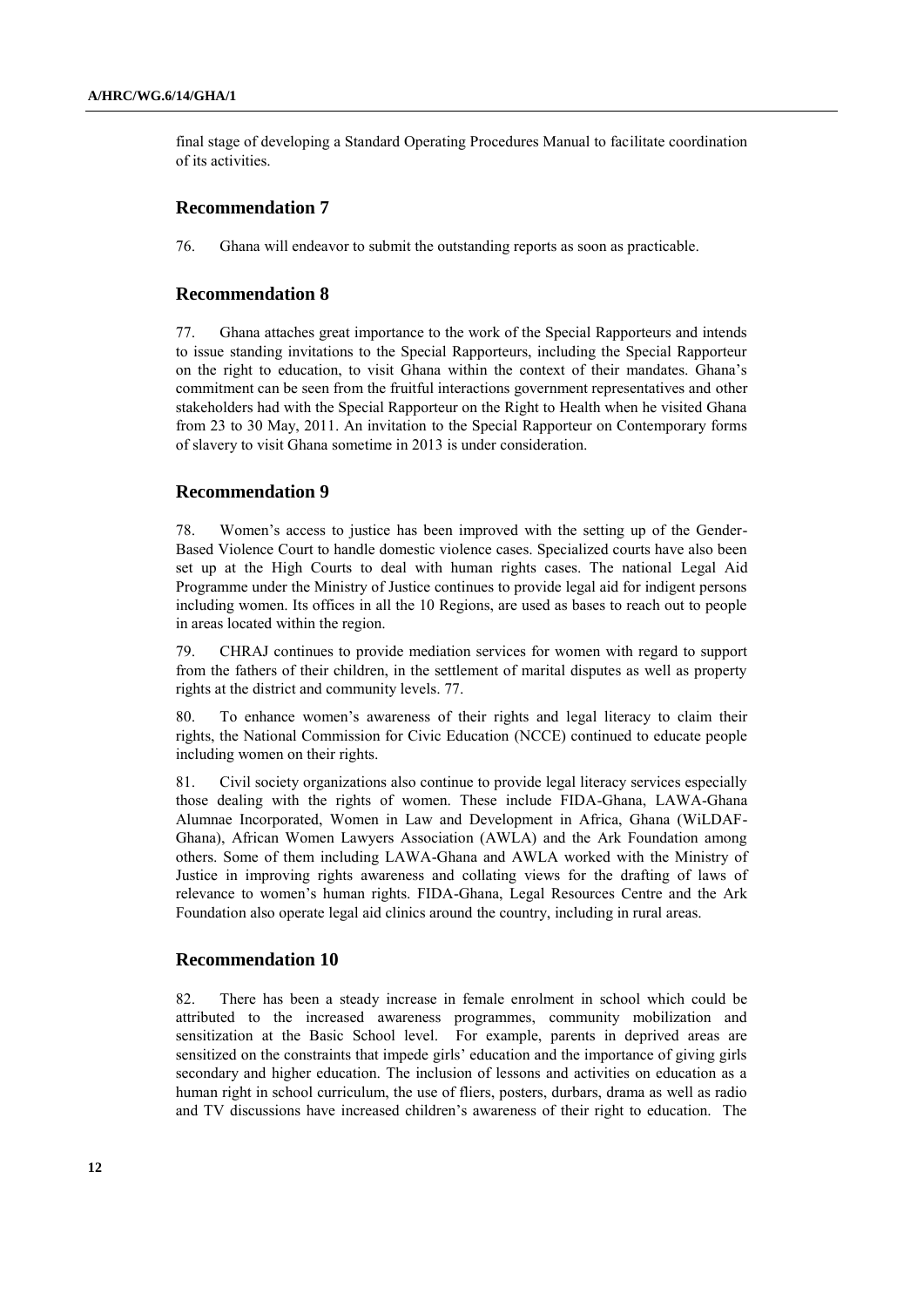final stage of developing a Standard Operating Procedures Manual to facilitate coordination of its activities.

## Recommendation 7

76. Ghana will endeavor to submit the outstanding reports as soon as practicable.

## Recommendation 8

77. Ghana attaches great importance to the work of the Special Rapporteurs and intends to issue standing invitations to the Special Rapporteurs, including the Special Rapporteur on the right to education, to visit Ghana within the context of their mandates. Ghana's commitment can be seen from the fruitful interactions government representatives and other stakeholders had with the Special Rapporteur on the Right to Health when he visited Ghana from 23 to 30 May, 2011. An invitation to the Special Rapporteur on Contemporary forms of slavery to visit Ghana sometime in 2013 is under consideration.

## Recommendation 9

78. Women's access to justice has been improved with the setting up of the Gender-Based Violence Court to handle domestic violence cases. Specialized courts have also been set up at the High Courts to deal with human rights cases. The national Legal Aid Programme under the Ministry of Justice continues to provide legal aid for indigent persons including women. Its offices in all the 10 Regions, are used as bases to reach out to people in areas located within the region.

79. CHRAJ continues to provide mediation services for women with regard to support from the fathers of their children, in the settlement of marital disputes as well as property rights at the district and community levels. 77.

80. To enhance women's awareness of their rights and legal literacy to claim their rights, the National Commission for Civic Education (NCCE) continued to educate people including women on their rights.

81. Civil society organizations also continue to provide legal literacy services especially those dealing with the rights of women. These include FIDA-Ghana, LAWA-Ghana Alumnae Incorporated, Women in Law and Development in Africa, Ghana (WiLDAF-Ghana), African Women Lawyers Association (AWLA) and the Ark Foundation among others. Some of them including LAWA-Ghana and AWLA worked with the Ministry of Justice in improving rights awareness and collating views for the drafting of laws of relevance to women's human rights. FIDA-Ghana, Legal Resources Centre and the Ark Foundation also operate legal aid clinics around the country, including in rural areas.

## Recommendation 10

82. There has been a steady increase in female enrolment in school which could be attributed to the increased awareness programmes, community mobilization and sensitization at the Basic School level. For example, parents in deprived areas are sensitized on the constraints that impede girls' education and the importance of giving girls secondary and higher education. The inclusion of lessons and activities on education as a human right in school curriculum, the use of fliers, posters, durbars, drama as well as radio and TV discussions have increased children's awareness of their right to education. The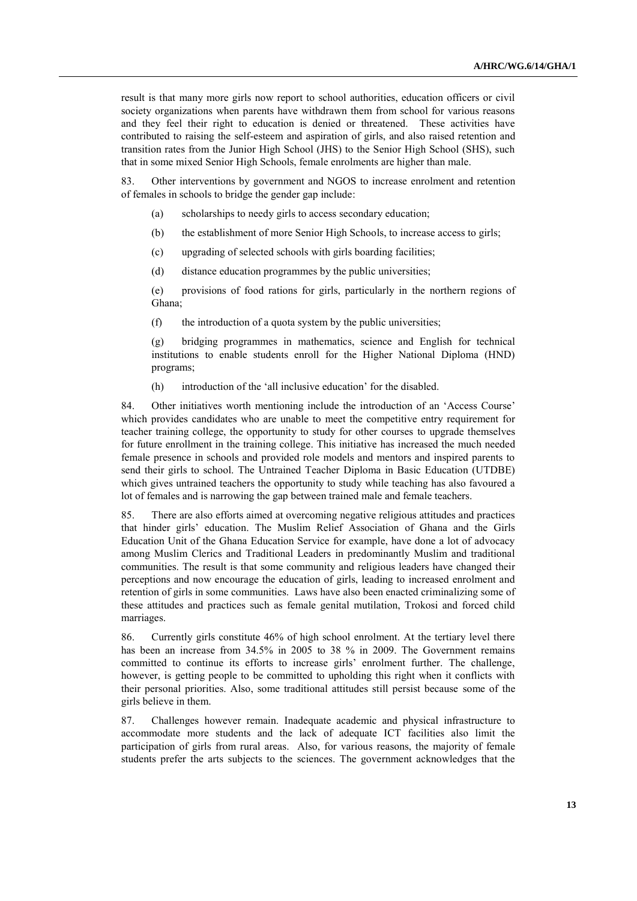result is that many more girls now report to school authorities, education officers or civil society organizations when parents have withdrawn them from school for various reasons and they feel their right to education is denied or threatened. These activities have contributed to raising the self-esteem and aspiration of girls, and also raised retention and transition rates from the Junior High School (JHS) to the Senior High School (SHS), such that in some mixed Senior High Schools, female enrolments are higher than male.

83. Other interventions by government and NGOS to increase enrolment and retention of females in schools to bridge the gender gap include:

(a) scholarships to needy girls to access secondary education;

(b) the establishment of more Senior High Schools, to increase access to girls;

(c) upgrading of selected schools with girls boarding facilities;

(d) distance education programmes by the public universities;

(e) provisions of food rations for girls, particularly in the northern regions of Ghana;

(f) the introduction of a quota system by the public universities;

(g) bridging programmes in mathematics, science and English for technical institutions to enable students enroll for the Higher National Diploma (HND) programs;

(h) introduction of the 'all inclusive education' for the disabled.

84. Other initiatives worth mentioning include the introduction of an 'Access Course' which provides candidates who are unable to meet the competitive entry requirement for teacher training college, the opportunity to study for other courses to upgrade themselves for future enrollment in the training college. This initiative has increased the much needed female presence in schools and provided role models and mentors and inspired parents to send their girls to school. The Untrained Teacher Diploma in Basic Education (UTDBE) which gives untrained teachers the opportunity to study while teaching has also favoured a lot of females and is narrowing the gap between trained male and female teachers.

85. There are also efforts aimed at overcoming negative religious attitudes and practices that hinder girls' education. The Muslim Relief Association of Ghana and the Girls Education Unit of the Ghana Education Service for example, have done a lot of advocacy among Muslim Clerics and Traditional Leaders in predominantly Muslim and traditional communities. The result is that some community and religious leaders have changed their perceptions and now encourage the education of girls, leading to increased enrolment and retention of girls in some communities. Laws have also been enacted criminalizing some of these attitudes and practices such as female genital mutilation, Trokosi and forced child marriages.

86. Currently girls constitute 46% of high school enrolment. At the tertiary level there has been an increase from 34.5% in 2005 to 38 % in 2009. The Government remains committed to continue its efforts to increase girls' enrolment further. The challenge, however, is getting people to be committed to upholding this right when it conflicts with their personal priorities. Also, some traditional attitudes still persist because some of the girls believe in them.

87. Challenges however remain. Inadequate academic and physical infrastructure to accommodate more students and the lack of adequate ICT facilities also limit the participation of girls from rural areas. Also, for various reasons, the majority of female students prefer the arts subjects to the sciences. The government acknowledges that the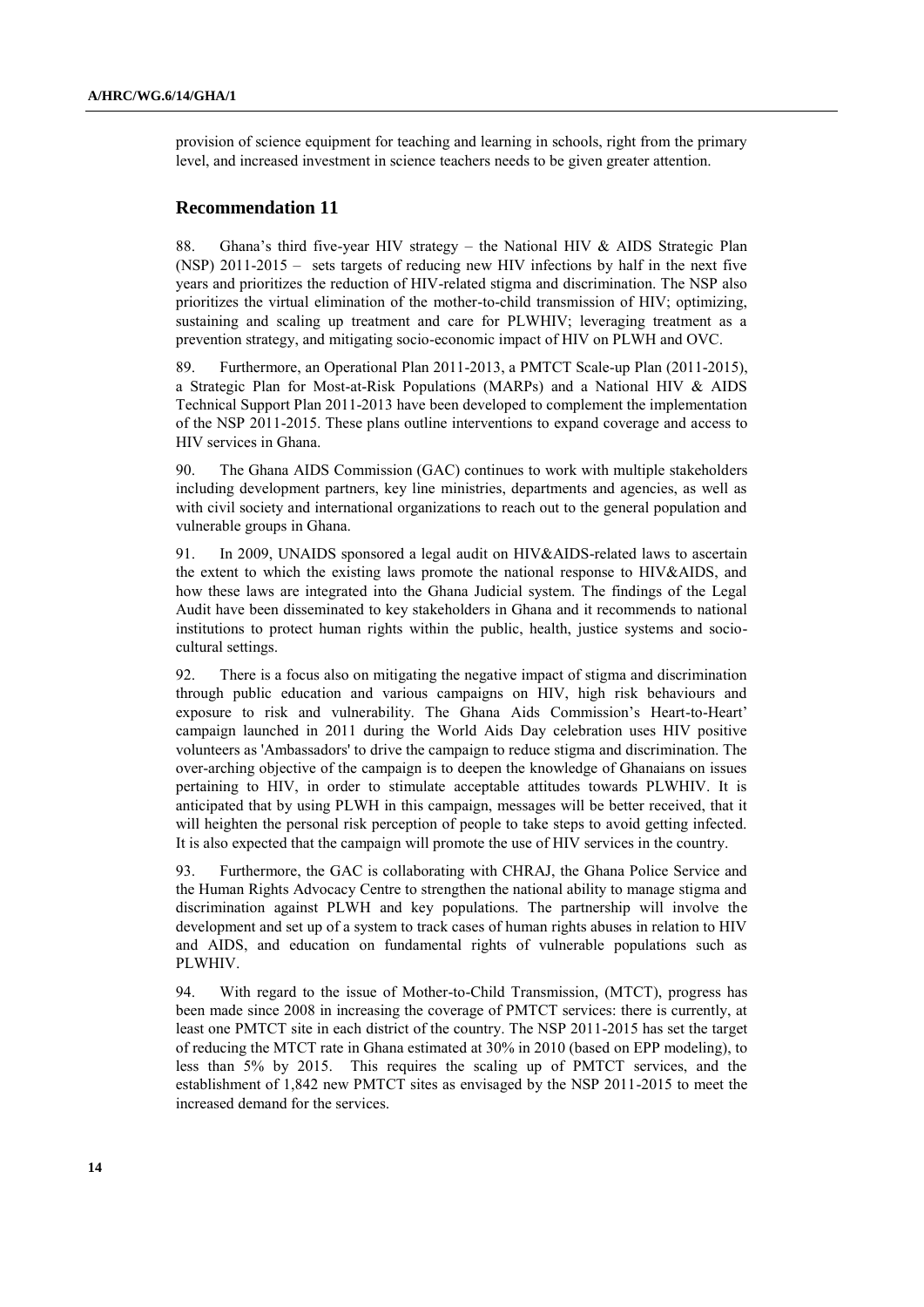provision of science equipment for teaching and learning in schools, right from the primary level, and increased investment in science teachers needs to be given greater attention.

## Recommendation 11

88. Ghana's third five-year HIV strategy – the National HIV & AIDS Strategic Plan (NSP) 2011-2015 – sets targets of reducing new HIV infections by half in the next five years and prioritizes the reduction of HIV-related stigma and discrimination. The NSP also prioritizes the virtual elimination of the mother-to-child transmission of HIV; optimizing, sustaining and scaling up treatment and care for PLWHIV; leveraging treatment as a prevention strategy, and mitigating socio-economic impact of HIV on PLWH and OVC.

89. Furthermore, an Operational Plan 2011-2013, a PMTCT Scale-up Plan (2011-2015), a Strategic Plan for Most-at-Risk Populations (MARPs) and a National HIV & AIDS Technical Support Plan 2011-2013 have been developed to complement the implementation of the NSP 2011-2015. These plans outline interventions to expand coverage and access to HIV services in Ghana.

90. The Ghana AIDS Commission (GAC) continues to work with multiple stakeholders including development partners, key line ministries, departments and agencies, as well as with civil society and international organizations to reach out to the general population and vulnerable groups in Ghana.

91. In 2009, UNAIDS sponsored a legal audit on HIV&AIDS-related laws to ascertain the extent to which the existing laws promote the national response to HIV&AIDS, and how these laws are integrated into the Ghana Judicial system. The findings of the Legal Audit have been disseminated to key stakeholders in Ghana and it recommends to national institutions to protect human rights within the public, health, justice systems and socio-cultural settings.

92. There is a focus also on mitigating the negative impact of stigma and discrimination through public education and various campaigns on HIV, high risk behaviours and exposure to risk and vulnerability. The Ghana Aids Commission's Heart-to-Heart' campaign launched in 2011 during the World Aids Day celebration uses HIV positive volunteers as 'Ambassadors' to drive the campaign to reduce stigma and discrimination. The over-arching objective of the campaign is to deepen the knowledge of Ghanaians on issues pertaining to HIV, in order to stimulate acceptable attitudes towards PLWHIV. It is anticipated that by using PLWH in this campaign, messages will be better received, that it will heighten the personal risk perception of people to take steps to avoid getting infected. It is also expected that the campaign will promote the use of HIV services in the country.

93. Furthermore, the GAC is collaborating with CHRAJ, the Ghana Police Service and the Human Rights Advocacy Centre to strengthen the national ability to manage stigma and discrimination against PLWH and key populations. The partnership will involve the development and set up of a system to track cases of human rights abuses in relation to HIV and AIDS, and education on fundamental rights of vulnerable populations such as PLWHIV.

94. With regard to the issue of Mother-to-Child Transmission, (MTCT), progress has been made since 2008 in increasing the coverage of PMTCT services: there is currently, at least one PMTCT site in each district of the country. The NSP 2011-2015 has set the target of reducing the MTCT rate in Ghana estimated at 30% in 2010 (based on EPP modeling), to less than 5% by 2015. This requires the scaling up of PMTCT services, and the establishment of 1,842 new PMTCT sites as envisaged by the NSP 2011-2015 to meet the increased demand for the services.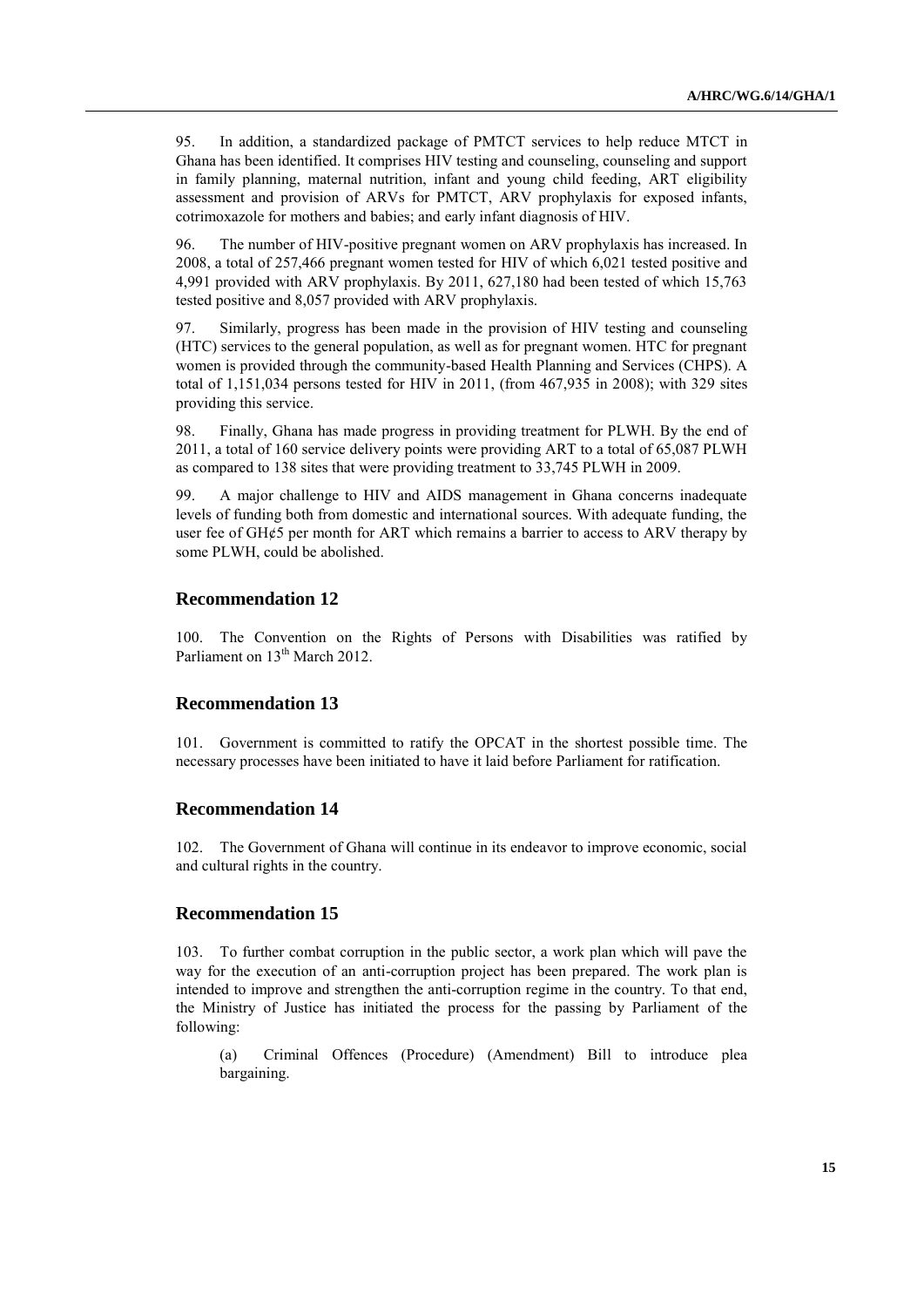95. In addition, a standardized package of PMTCT services to help reduce MTCT in Ghana has been identified. It comprises HIV testing and counseling, counseling and support in family planning, maternal nutrition, infant and young child feeding, ART eligibility assessment and provision of ARVs for PMTCT, ARV prophylaxis for exposed infants, cotrimoxazole for mothers and babies; and early infant diagnosis of HIV.

96. The number of HIV-positive pregnant women on ARV prophylaxis has increased. In 2008, a total of 257,466 pregnant women tested for HIV of which 6,021 tested positive and 4,991 provided with ARV prophylaxis. By 2011, 627,180 had been tested of which 15,763 tested positive and 8,057 provided with ARV prophylaxis.

97. Similarly, progress has been made in the provision of HIV testing and counseling (HTC) services to the general population, as well as for pregnant women. HTC for pregnant women is provided through the community-based Health Planning and Services (CHPS). A total of 1,151,034 persons tested for HIV in 2011, (from 467,935 in 2008); with 329 sites providing this service.

98. Finally, Ghana has made progress in providing treatment for PLWH. By the end of 2011, a total of 160 service delivery points were providing ART to a total of 65,087 PLWH as compared to 138 sites that were providing treatment to 33,745 PLWH in 2009.

99. A major challenge to HIV and AIDS management in Ghana concerns inadequate levels of funding both from domestic and international sources. With adequate funding, the user fee of GH¢5 per month for ART which remains a barrier to access to ARV therapy by some PLWH, could be abolished.

## Recommendation 12

100. The Convention on the Rights of Persons with Disabilities was ratified by Parliament on 13th March 2012.

## Recommendation 13

101. Government is committed to ratify the OPCAT in the shortest possible time. The necessary processes have been initiated to have it laid before Parliament for ratification.

## Recommendation 14

102. The Government of Ghana will continue in its endeavor to improve economic, social and cultural rights in the country.

## Recommendation 15

103. To further combat corruption in the public sector, a work plan which will pave the way for the execution of an anti-corruption project has been prepared. The work plan is intended to improve and strengthen the anti-corruption regime in the country. To that end, the Ministry of Justice has initiated the process for the passing by Parliament of the following:

(a) Criminal Offences (Procedure) (Amendment) Bill to introduce plea bargaining.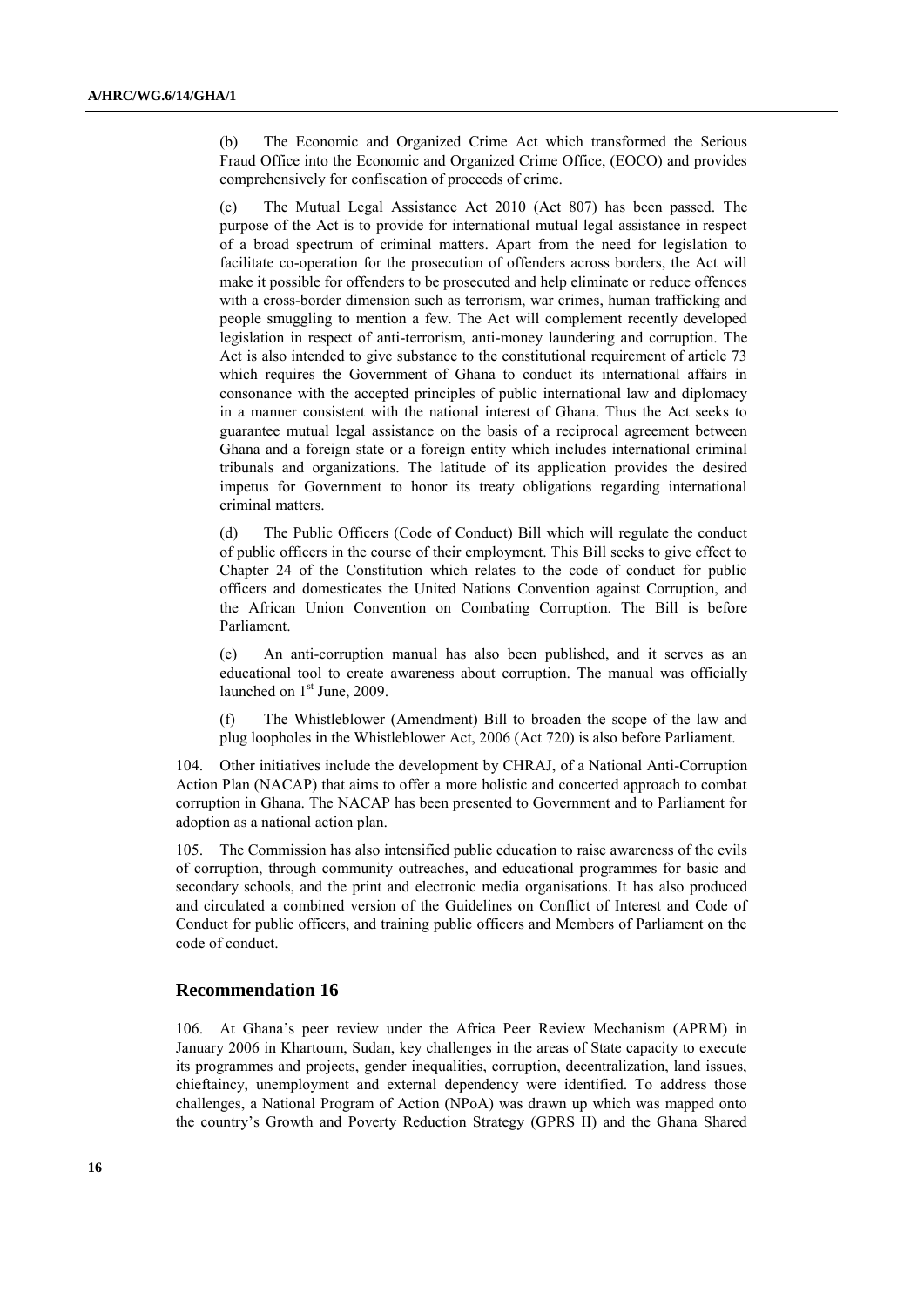(b) The Economic and Organized Crime Act which transformed the Serious Fraud Office into the Economic and Organized Crime Office, (EOCO) and provides comprehensively for confiscation of proceeds of crime.

(c) The Mutual Legal Assistance Act 2010 (Act 807) has been passed. The purpose of the Act is to provide for international mutual legal assistance in respect of a broad spectrum of criminal matters. Apart from the need for legislation to facilitate co-operation for the prosecution of offenders across borders, the Act will make it possible for offenders to be prosecuted and help eliminate or reduce offences with a cross-border dimension such as terrorism, war crimes, human trafficking and people smuggling to mention a few. The Act will complement recently developed legislation in respect of anti-terrorism, anti-money laundering and corruption. The Act is also intended to give substance to the constitutional requirement of article 73 which requires the Government of Ghana to conduct its international affairs in consonance with the accepted principles of public international law and diplomacy in a manner consistent with the national interest of Ghana. Thus the Act seeks to guarantee mutual legal assistance on the basis of a reciprocal agreement between Ghana and a foreign state or a foreign entity which includes international criminal tribunals and organizations. The latitude of its application provides the desired impetus for Government to honor its treaty obligations regarding international criminal matters.

(d) The Public Officers (Code of Conduct) Bill which will regulate the conduct of public officers in the course of their employment. This Bill seeks to give effect to Chapter 24 of the Constitution which relates to the code of conduct for public officers and domesticates the United Nations Convention against Corruption, and the African Union Convention on Combating Corruption. The Bill is before Parliament.

(e) An anti-corruption manual has also been published, and it serves as an educational tool to create awareness about corruption. The manual was officially launched on 1st June, 2009.

(f) The Whistleblower (Amendment) Bill to broaden the scope of the law and plug loopholes in the Whistleblower Act, 2006 (Act 720) is also before Parliament.

104. Other initiatives include the development by CHRAJ, of a National Anti-Corruption Action Plan (NACAP) that aims to offer a more holistic and concerted approach to combat corruption in Ghana. The NACAP has been presented to Government and to Parliament for adoption as a national action plan.

105. The Commission has also intensified public education to raise awareness of the evils of corruption, through community outreaches, and educational programmes for basic and secondary schools, and the print and electronic media organisations. It has also produced and circulated a combined version of the Guidelines on Conflict of Interest and Code of Conduct for public officers, and training public officers and Members of Parliament on the code of conduct.

## Recommendation 16

106. At Ghana's peer review under the Africa Peer Review Mechanism (APRM) in January 2006 in Khartoum, Sudan, key challenges in the areas of State capacity to execute its programmes and projects, gender inequalities, corruption, decentralization, land issues, chieftaincy, unemployment and external dependency were identified. To address those challenges, a National Program of Action (NPoA) was drawn up which was mapped onto the country's Growth and Poverty Reduction Strategy (GPRS II) and the Ghana Shared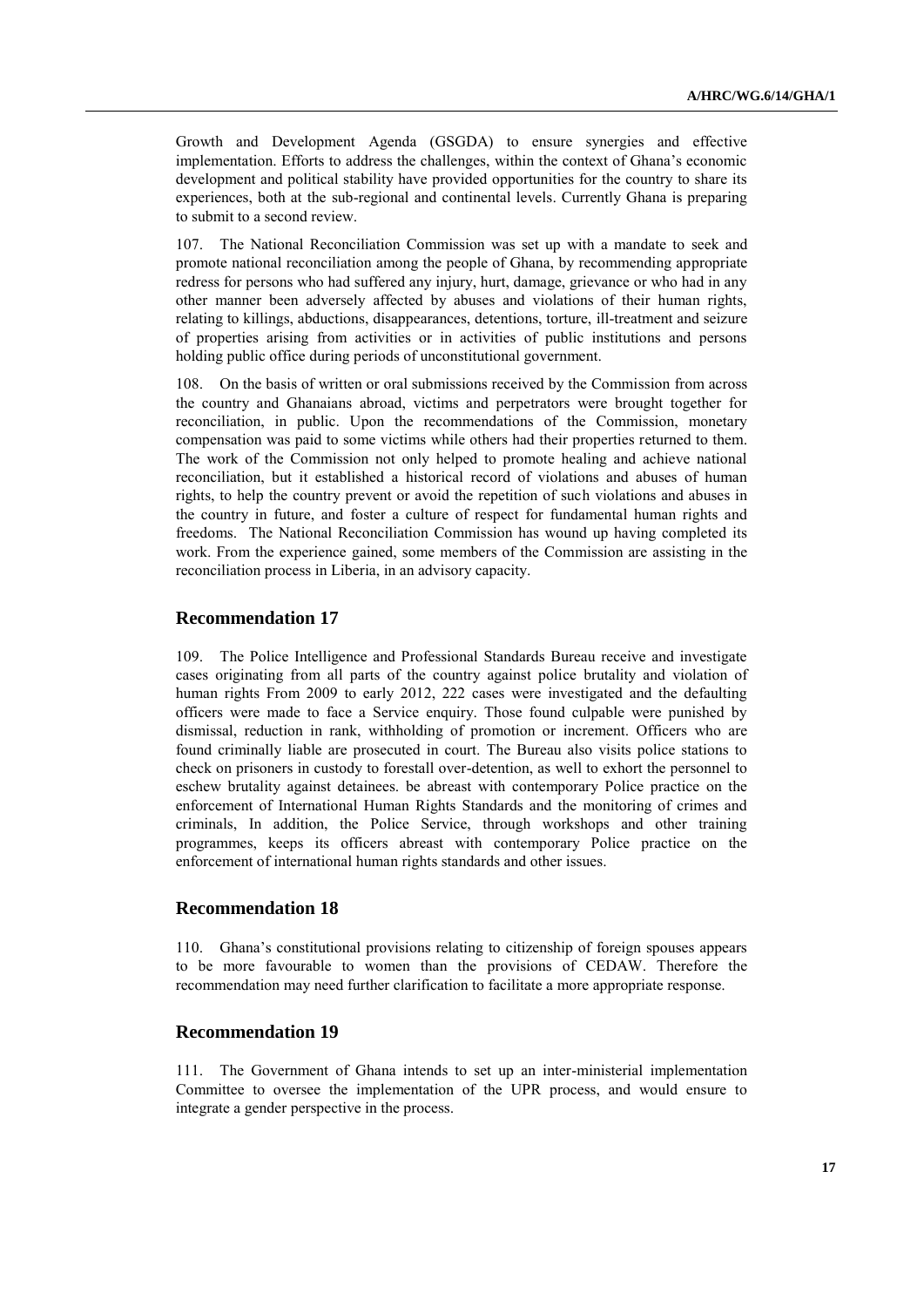Growth and Development Agenda (GSGDA) to ensure synergies and effective implementation. Efforts to address the challenges, within the context of Ghana's economic development and political stability have provided opportunities for the country to share its experiences, both at the sub-regional and continental levels. Currently Ghana is preparing to submit to a second review.

107. The National Reconciliation Commission was set up with a mandate to seek and promote national reconciliation among the people of Ghana, by recommending appropriate redress for persons who had suffered any injury, hurt, damage, grievance or who had in any other manner been adversely affected by abuses and violations of their human rights, relating to killings, abductions, disappearances, detentions, torture, ill-treatment and seizure of properties arising from activities or in activities of public institutions and persons holding public office during periods of unconstitutional government.

108. On the basis of written or oral submissions received by the Commission from across the country and Ghanaians abroad, victims and perpetrators were brought together for reconciliation, in public. Upon the recommendations of the Commission, monetary compensation was paid to some victims while others had their properties returned to them. The work of the Commission not only helped to promote healing and achieve national reconciliation, but it established a historical record of violations and abuses of human rights, to help the country prevent or avoid the repetition of such violations and abuses in the country in future, and foster a culture of respect for fundamental human rights and freedoms. The National Reconciliation Commission has wound up having completed its work. From the experience gained, some members of the Commission are assisting in the reconciliation process in Liberia, in an advisory capacity.

## Recommendation 17

109. The Police Intelligence and Professional Standards Bureau receive and investigate cases originating from all parts of the country against police brutality and violation of human rights From 2009 to early 2012, 222 cases were investigated and the defaulting officers were made to face a Service enquiry. Those found culpable were punished by dismissal, reduction in rank, withholding of promotion or increment. Officers who are found criminally liable are prosecuted in court. The Bureau also visits police stations to check on prisoners in custody to forestall over-detention, as well to exhort the personnel to eschew brutality against detainees. be abreast with contemporary Police practice on the enforcement of International Human Rights Standards and the monitoring of crimes and criminals, In addition, the Police Service, through workshops and other training programmes, keeps its officers abreast with contemporary Police practice on the enforcement of international human rights standards and other issues.

## Recommendation 18

110. Ghana's constitutional provisions relating to citizenship of foreign spouses appears to be more favourable to women than the provisions of CEDAW. Therefore the recommendation may need further clarification to facilitate a more appropriate response.

## Recommendation 19

111. The Government of Ghana intends to set up an inter-ministerial implementation Committee to oversee the implementation of the UPR process, and would ensure to integrate a gender perspective in the process.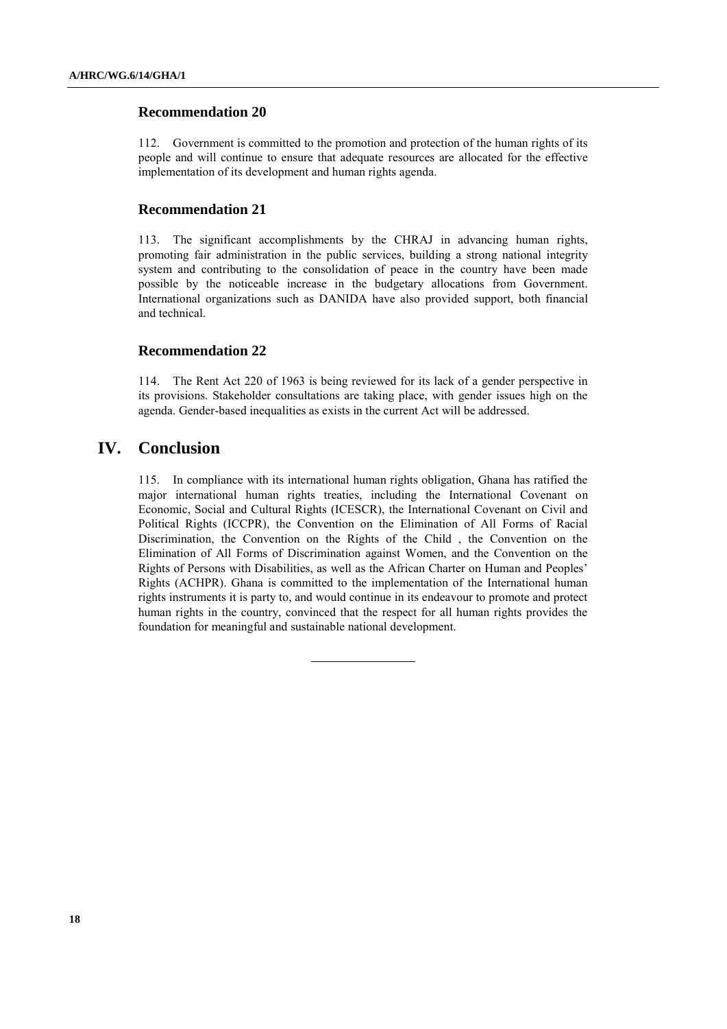### Recommendation 20

112. Government is committed to the promotion and protection of the human rights of its people and will continue to ensure that adequate resources are allocated for the effective implementation of its development and human rights agenda.

### Recommendation 21

113. The significant accomplishments by the CHRAJ in advancing human rights, promoting fair administration in the public services, building a strong national integrity system and contributing to the consolidation of peace in the country have been made possible by the noticeable increase in the budgetary allocations from Government. International organizations such as DANIDA have also provided support, both financial and technical.

### Recommendation 22

114. The Rent Act 220 of 1963 is being reviewed for its lack of a gender perspective in its provisions. Stakeholder consultations are taking place, with gender issues high on the agenda. Gender-based inequalities as exists in the current Act will be addressed.

## IV. Conclusion

115. In compliance with its international human rights obligation, Ghana has ratified the major international human rights treaties, including the International Covenant on Economic, Social and Cultural Rights (ICESCR), the International Covenant on Civil and Political Rights (ICCPR), the Convention on the Elimination of All Forms of Racial Discrimination, the Convention on the Rights of the Child , the Convention on the Elimination of All Forms of Discrimination against Women, and the Convention on the Rights of Persons with Disabilities, as well as the African Charter on Human and Peoples' Rights (ACHPR). Ghana is committed to the implementation of the International human rights instruments it is party to, and would continue in its endeavour to promote and protect human rights in the country, convinced that the respect for all human rights provides the foundation for meaningful and sustainable national development.